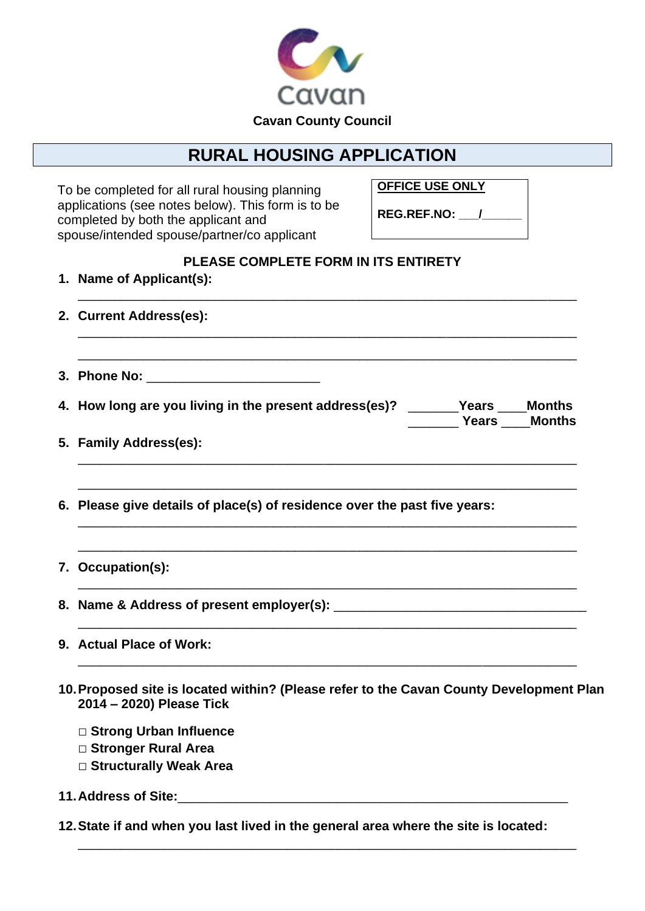Cavan

**Cavan County Council**

# RURAL HOUSING APPLICATION

To be completed for all rural housing planning applications (see notes below). This form is to be completed by both the applicant and spouse/intended spouse/partner/co applicant

| **OFFICE USE ONLY** |
|---|
| **REG.REF.NO: ___/______** |

**PLEASE COMPLETE FORM IN ITS ENTIRETY**

1. **Name of Applicant(s):**

   ______________________________________________________________________

2. **Current Address(es):**

   ______________________________________________________________________

   ______________________________________________________________________

3. **Phone No:** ________________________

4. **How long are you living in the present address(es)?** _______**Years** ____**Months**
   _______ **Years** ____**Months**

5. **Family Address(es):**

   ______________________________________________________________________

   ______________________________________________________________________

6. **Please give details of place(s) of residence over the past five years:**

   ______________________________________________________________________

   ______________________________________________________________________

7. **Occupation(s):**

   ______________________________________________________________________

8. **Name & Address of present employer(s):** ___________________________________

   ______________________________________________________________________

9. **Actual Place of Work:**

   ______________________________________________________________________

10. **Proposed site is located within? (Please refer to the Cavan County Development Plan 2014 – 2020) Please Tick**

    □ **Strong Urban Influence**
    □ **Stronger Rural Area**
    □ **Structurally Weak Area**

11. **Address of Site:**______________________________________________________

12. **State if and when you last lived in the general area where the site is located:**

    ______________________________________________________________________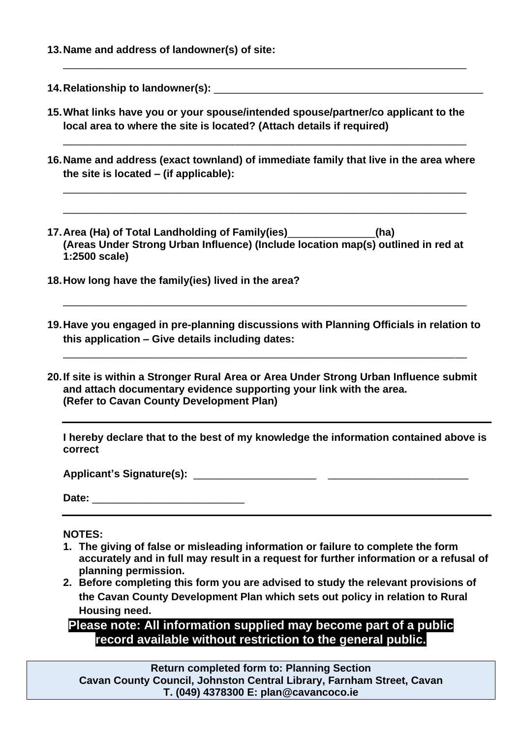13. **Name and address of landowner(s) of site:**

    ______________________________________________________________________

14. **Relationship to landowner(s):** ______________________________________________

15. **What links have you or your spouse/intended spouse/partner/co applicant to the local area to where the site is located? (Attach details if required)**

    ______________________________________________________________________

16. **Name and address (exact townland) of immediate family that live in the area where the site is located – (if applicable):**

    ______________________________________________________________________

    ______________________________________________________________________

17. **Area (Ha) of Total Landholding of Family(ies)_______________(ha)**
    **(Areas Under Strong Urban Influence) (Include location map(s) outlined in red at 1:2500 scale)**

18. **How long have the family(ies) lived in the area?**

    ______________________________________________________________________

19. **Have you engaged in pre-planning discussions with Planning Officials in relation to this application – Give details including dates:**

    ______________________________________________________________________

20. **If site is within a Stronger Rural Area or Area Under Strong Urban Influence submit and attach documentary evidence supporting your link with the area.**
    **(Refer to Cavan County Development Plan)**

---

**I hereby declare that to the best of my knowledge the information contained above is correct**

**Applicant's Signature(s):** _____________________ ________________________

**Date:** __________________________

---

**NOTES:**

1. **The giving of false or misleading information or failure to complete the form accurately and in full may result in a request for further information or a refusal of planning permission.**
2. **Before completing this form you are advised to study the relevant provisions of the Cavan County Development Plan which sets out policy in relation to Rural Housing need.**

**Please note: All information supplied may become part of a public record available without restriction to the general public.**

**Return completed form to: Planning Section**
**Cavan County Council, Johnston Central Library, Farnham Street, Cavan**
**T. (049) 4378300 E: plan@cavancoco.ie**